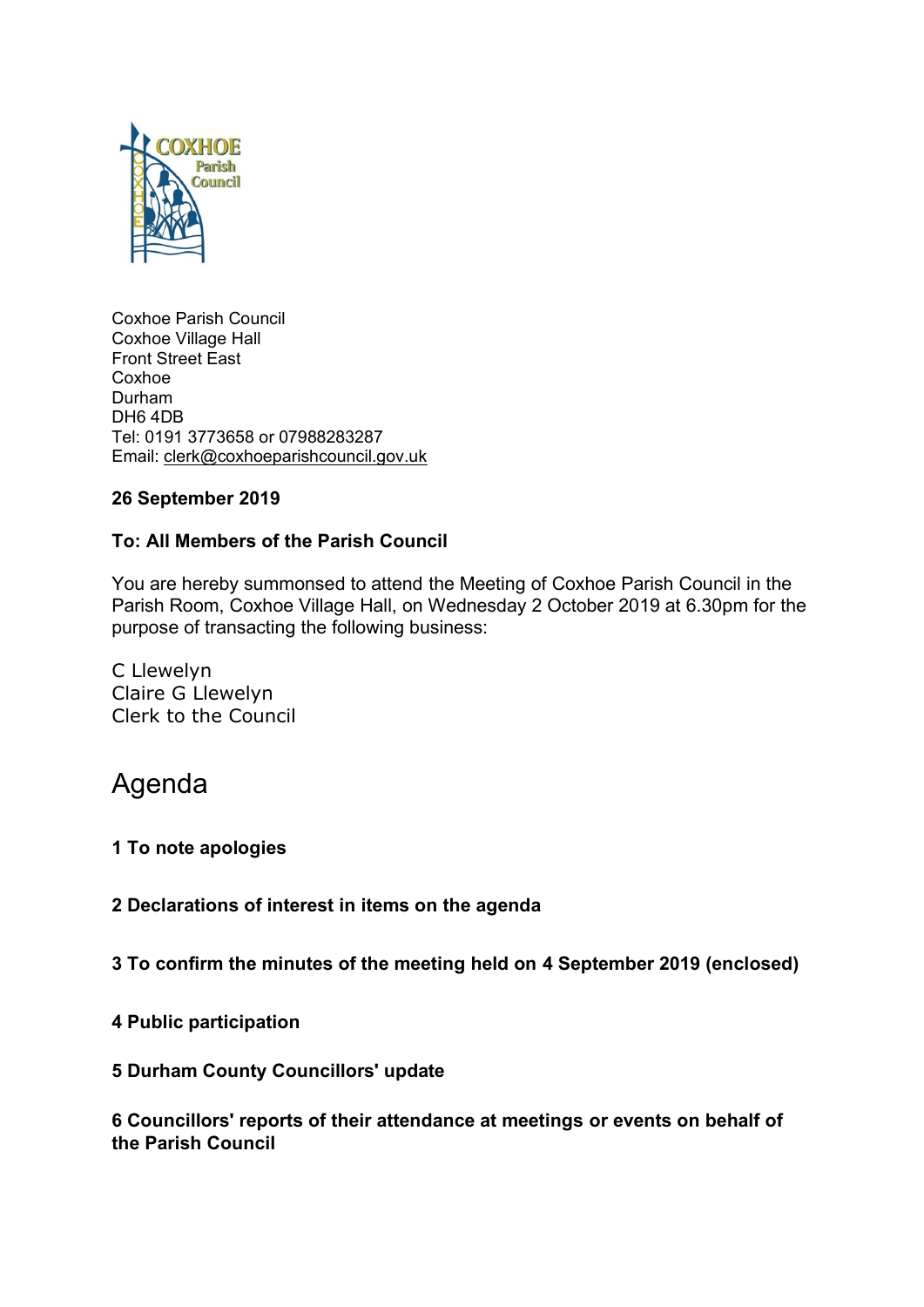Coxhoe Parish Council
Coxhoe Village Hall
Front Street East
Coxhoe
Durham
DH6 4DB
Tel: 0191 3773658 or 07988283287
Email: clerk@coxhoeparishcouncil.gov.uk

**26 September 2019**

**To: All Members of the Parish Council**

You are hereby summonsed to attend the Meeting of Coxhoe Parish Council in the Parish Room, Coxhoe Village Hall, on Wednesday 2 October 2019 at 6.30pm for the purpose of transacting the following business:

C Llewelyn
Claire G Llewelyn
Clerk to the Council

# Agenda

**1 To note apologies**

**2 Declarations of interest in items on the agenda**

**3 To confirm the minutes of the meeting held on 4 September 2019 (enclosed)**

**4 Public participation**

**5 Durham County Councillors' update**

**6 Councillors' reports of their attendance at meetings or events on behalf of the Parish Council**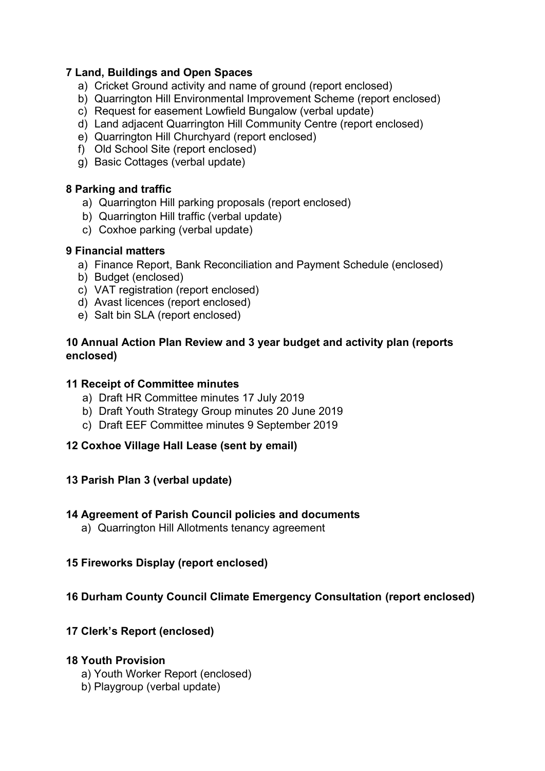**7 Land, Buildings and Open Spaces**

a) Cricket Ground activity and name of ground (report enclosed)
b) Quarrington Hill Environmental Improvement Scheme (report enclosed)
c) Request for easement Lowfield Bungalow (verbal update)
d) Land adjacent Quarrington Hill Community Centre (report enclosed)
e) Quarrington Hill Churchyard (report enclosed)
f) Old School Site (report enclosed)
g) Basic Cottages (verbal update)

**8 Parking and traffic**

a) Quarrington Hill parking proposals (report enclosed)
b) Quarrington Hill traffic (verbal update)
c) Coxhoe parking (verbal update)

**9 Financial matters**

a) Finance Report, Bank Reconciliation and Payment Schedule (enclosed)
b) Budget (enclosed)
c) VAT registration (report enclosed)
d) Avast licences (report enclosed)
e) Salt bin SLA (report enclosed)

**10 Annual Action Plan Review and 3 year budget and activity plan (reports enclosed)**

**11 Receipt of Committee minutes**

a) Draft HR Committee minutes 17 July 2019
b) Draft Youth Strategy Group minutes 20 June 2019
c) Draft EEF Committee minutes 9 September 2019

**12 Coxhoe Village Hall Lease (sent by email)**

**13 Parish Plan 3 (verbal update)**

**14 Agreement of Parish Council policies and documents**

a) Quarrington Hill Allotments tenancy agreement

**15 Fireworks Display (report enclosed)**

**16 Durham County Council Climate Emergency Consultation (report enclosed)**

**17 Clerk's Report (enclosed)**

**18 Youth Provision**

a) Youth Worker Report (enclosed)
b) Playgroup (verbal update)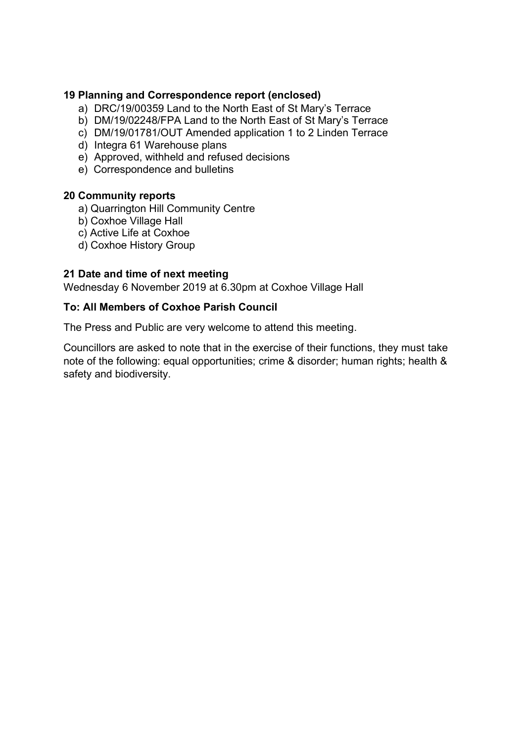**19 Planning and Correspondence report (enclosed)**

a) DRC/19/00359 Land to the North East of St Mary's Terrace
b) DM/19/02248/FPA Land to the North East of St Mary's Terrace
c) DM/19/01781/OUT Amended application 1 to 2 Linden Terrace
d) Integra 61 Warehouse plans
e) Approved, withheld and refused decisions
e) Correspondence and bulletins

**20 Community reports**

a) Quarrington Hill Community Centre
b) Coxhoe Village Hall
c) Active Life at Coxhoe
d) Coxhoe History Group

**21 Date and time of next meeting**

Wednesday 6 November 2019 at 6.30pm at Coxhoe Village Hall

**To: All Members of Coxhoe Parish Council**

The Press and Public are very welcome to attend this meeting.

Councillors are asked to note that in the exercise of their functions, they must take note of the following: equal opportunities; crime & disorder; human rights; health & safety and biodiversity.